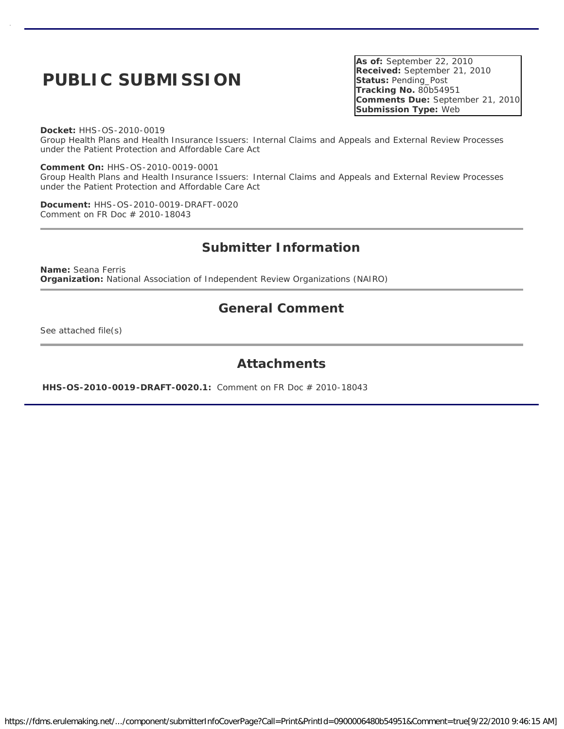# PUBLIC SUBMISSION

**As of:** September 22, 2010
**Received:** September 21, 2010
**Status:** Pending_Post
**Tracking No.** 80b54951
**Comments Due:** September 21, 2010
**Submission Type:** Web

**Docket:** HHS-OS-2010-0019
Group Health Plans and Health Insurance Issuers: Internal Claims and Appeals and External Review Processes under the Patient Protection and Affordable Care Act

**Comment On:** HHS-OS-2010-0019-0001
Group Health Plans and Health Insurance Issuers: Internal Claims and Appeals and External Review Processes under the Patient Protection and Affordable Care Act

**Document:** HHS-OS-2010-0019-DRAFT-0020
Comment on FR Doc # 2010-18043

## Submitter Information

**Name:** Seana Ferris
**Organization:** National Association of Independent Review Organizations (NAIRO)

## General Comment

See attached file(s)

## Attachments

**HHS-OS-2010-0019-DRAFT-0020.1:** Comment on FR Doc # 2010-18043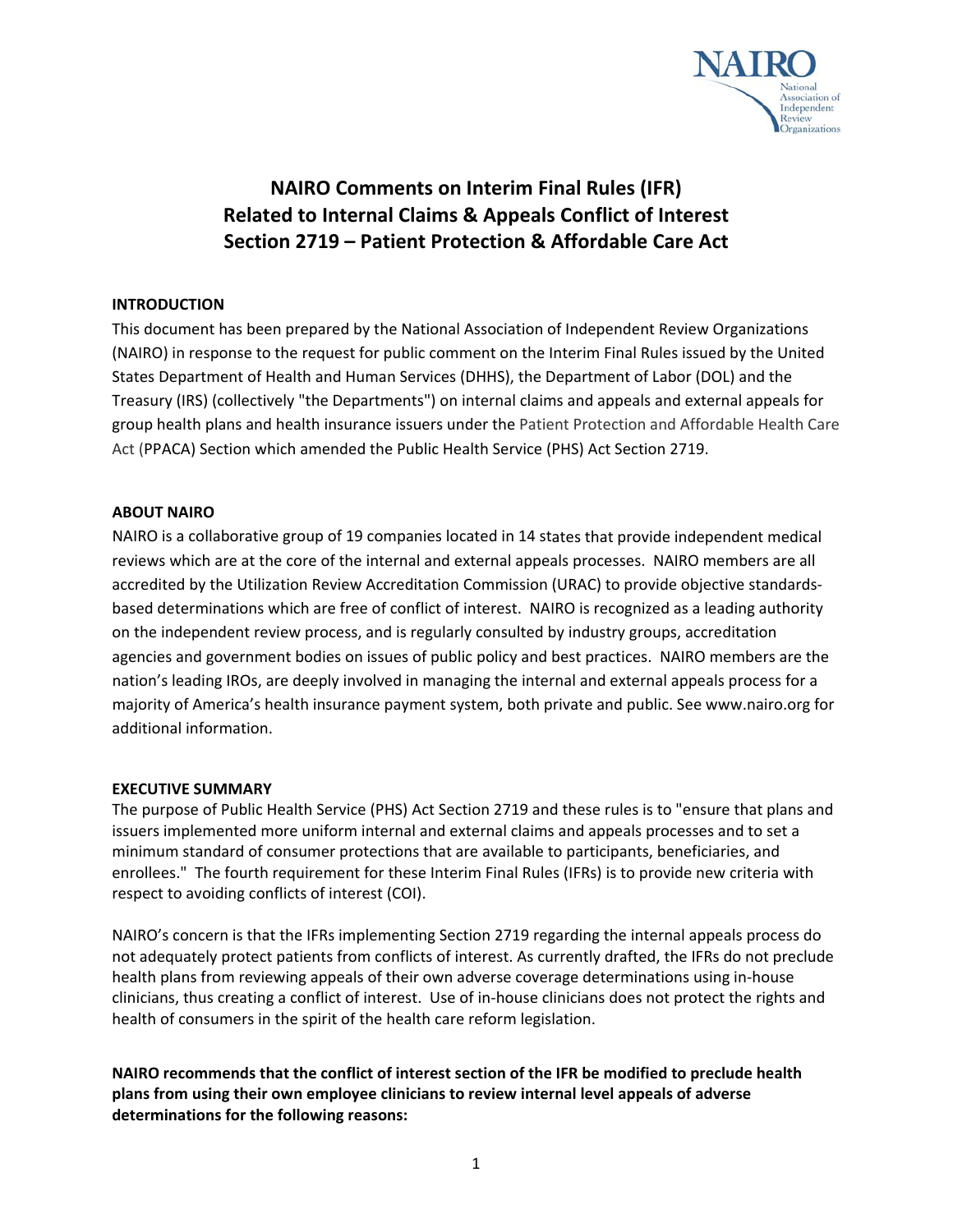# NAIRO Comments on Interim Final Rules (IFR) Related to Internal Claims & Appeals Conflict of Interest Section 2719 – Patient Protection & Affordable Care Act

**INTRODUCTION**

This document has been prepared by the National Association of Independent Review Organizations (NAIRO) in response to the request for public comment on the Interim Final Rules issued by the United States Department of Health and Human Services (DHHS), the Department of Labor (DOL) and the Treasury (IRS) (collectively "the Departments") on internal claims and appeals and external appeals for group health plans and health insurance issuers under the Patient Protection and Affordable Health Care Act (PPACA) Section which amended the Public Health Service (PHS) Act Section 2719.

**ABOUT NAIRO**

NAIRO is a collaborative group of 19 companies located in 14 states that provide independent medical reviews which are at the core of the internal and external appeals processes. NAIRO members are all accredited by the Utilization Review Accreditation Commission (URAC) to provide objective standards-based determinations which are free of conflict of interest. NAIRO is recognized as a leading authority on the independent review process, and is regularly consulted by industry groups, accreditation agencies and government bodies on issues of public policy and best practices. NAIRO members are the nation's leading IROs, are deeply involved in managing the internal and external appeals process for a majority of America's health insurance payment system, both private and public. See www.nairo.org for additional information.

**EXECUTIVE SUMMARY**

The purpose of Public Health Service (PHS) Act Section 2719 and these rules is to "ensure that plans and issuers implemented more uniform internal and external claims and appeals processes and to set a minimum standard of consumer protections that are available to participants, beneficiaries, and enrollees." The fourth requirement for these Interim Final Rules (IFRs) is to provide new criteria with respect to avoiding conflicts of interest (COI).

NAIRO's concern is that the IFRs implementing Section 2719 regarding the internal appeals process do not adequately protect patients from conflicts of interest. As currently drafted, the IFRs do not preclude health plans from reviewing appeals of their own adverse coverage determinations using in-house clinicians, thus creating a conflict of interest. Use of in-house clinicians does not protect the rights and health of consumers in the spirit of the health care reform legislation.

**NAIRO recommends that the conflict of interest section of the IFR be modified to preclude health plans from using their own employee clinicians to review internal level appeals of adverse determinations for the following reasons:**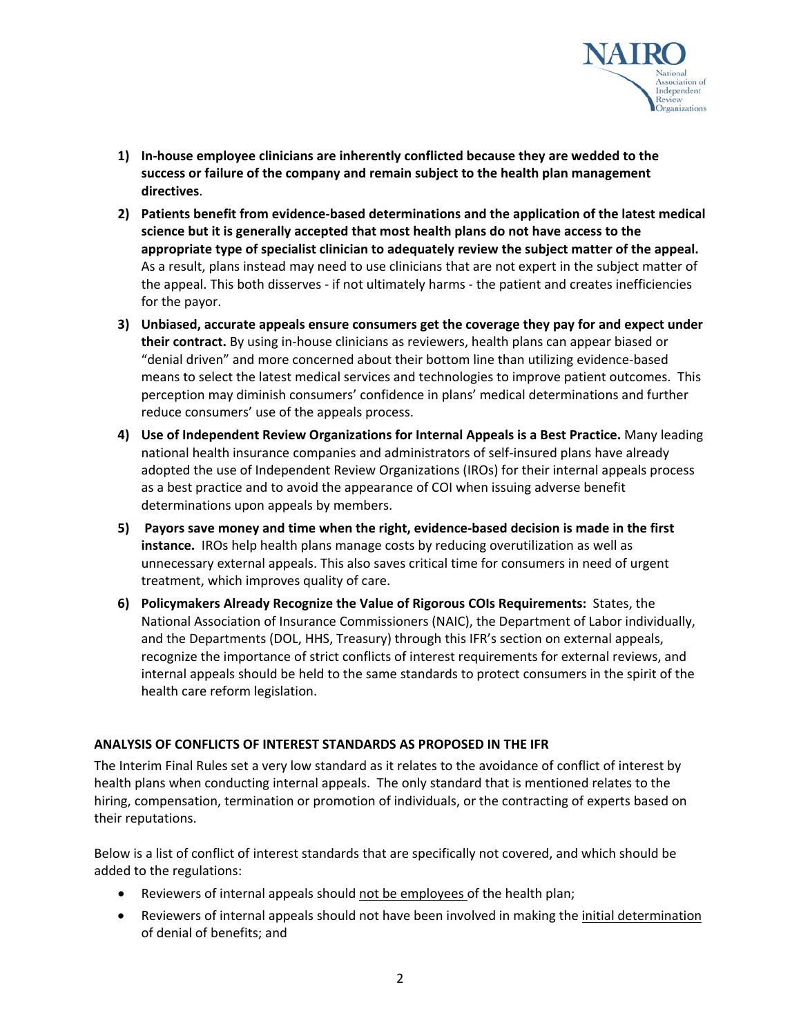1) **In-house employee clinicians are inherently conflicted because they are wedded to the success or failure of the company and remain subject to the health plan management directives**.
2) **Patients benefit from evidence-based determinations and the application of the latest medical science but it is generally accepted that most health plans do not have access to the appropriate type of specialist clinician to adequately review the subject matter of the appeal.** As a result, plans instead may need to use clinicians that are not expert in the subject matter of the appeal. This both disserves - if not ultimately harms - the patient and creates inefficiencies for the payor.
3) **Unbiased, accurate appeals ensure consumers get the coverage they pay for and expect under their contract.** By using in-house clinicians as reviewers, health plans can appear biased or "denial driven" and more concerned about their bottom line than utilizing evidence-based means to select the latest medical services and technologies to improve patient outcomes. This perception may diminish consumers' confidence in plans' medical determinations and further reduce consumers' use of the appeals process.
4) **Use of Independent Review Organizations for Internal Appeals is a Best Practice.** Many leading national health insurance companies and administrators of self-insured plans have already adopted the use of Independent Review Organizations (IROs) for their internal appeals process as a best practice and to avoid the appearance of COI when issuing adverse benefit determinations upon appeals by members.
5) **Payors save money and time when the right, evidence-based decision is made in the first instance.** IROs help health plans manage costs by reducing overutilization as well as unnecessary external appeals. This also saves critical time for consumers in need of urgent treatment, which improves quality of care.
6) **Policymakers Already Recognize the Value of Rigorous COIs Requirements:** States, the National Association of Insurance Commissioners (NAIC), the Department of Labor individually, and the Departments (DOL, HHS, Treasury) through this IFR's section on external appeals, recognize the importance of strict conflicts of interest requirements for external reviews, and internal appeals should be held to the same standards to protect consumers in the spirit of the health care reform legislation.

**ANALYSIS OF CONFLICTS OF INTEREST STANDARDS AS PROPOSED IN THE IFR**

The Interim Final Rules set a very low standard as it relates to the avoidance of conflict of interest by health plans when conducting internal appeals. The only standard that is mentioned relates to the hiring, compensation, termination or promotion of individuals, or the contracting of experts based on their reputations.

Below is a list of conflict of interest standards that are specifically not covered, and which should be added to the regulations:

- Reviewers of internal appeals should not be employees of the health plan;
- Reviewers of internal appeals should not have been involved in making the initial determination of denial of benefits; and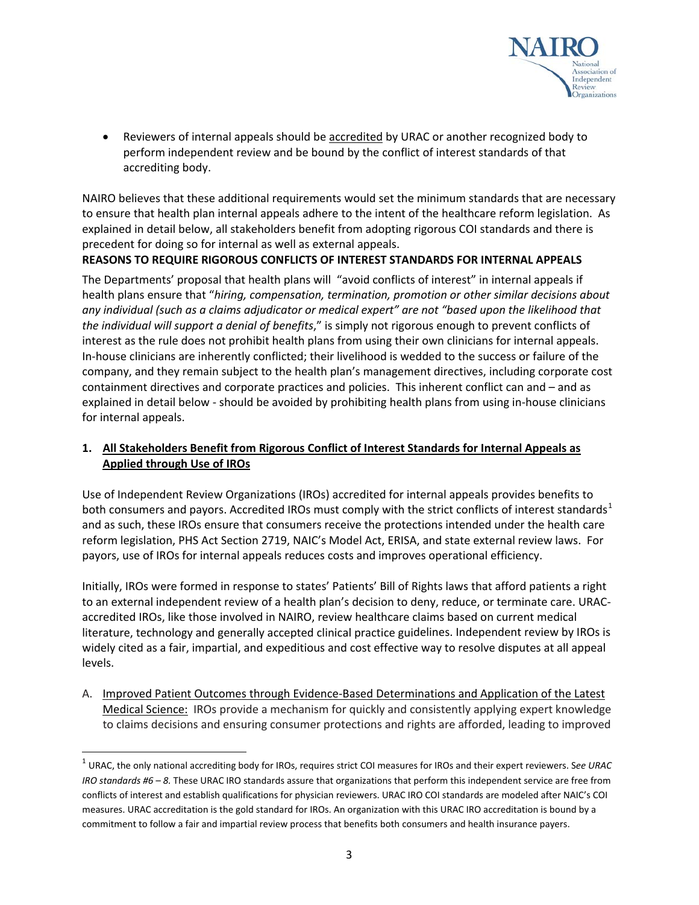- Reviewers of internal appeals should be accredited by URAC or another recognized body to perform independent review and be bound by the conflict of interest standards of that accrediting body.

NAIRO believes that these additional requirements would set the minimum standards that are necessary to ensure that health plan internal appeals adhere to the intent of the healthcare reform legislation. As explained in detail below, all stakeholders benefit from adopting rigorous COI standards and there is precedent for doing so for internal as well as external appeals.

**REASONS TO REQUIRE RIGOROUS CONFLICTS OF INTEREST STANDARDS FOR INTERNAL APPEALS**

The Departments' proposal that health plans will "avoid conflicts of interest" in internal appeals if health plans ensure that "*hiring, compensation, termination, promotion or other similar decisions about any individual (such as a claims adjudicator or medical expert" are not "based upon the likelihood that the individual will support a denial of benefits*," is simply not rigorous enough to prevent conflicts of interest as the rule does not prohibit health plans from using their own clinicians for internal appeals. In-house clinicians are inherently conflicted; their livelihood is wedded to the success or failure of the company, and they remain subject to the health plan's management directives, including corporate cost containment directives and corporate practices and policies. This inherent conflict can and – and as explained in detail below - should be avoided by prohibiting health plans from using in-house clinicians for internal appeals.

**1. All Stakeholders Benefit from Rigorous Conflict of Interest Standards for Internal Appeals as Applied through Use of IROs**

Use of Independent Review Organizations (IROs) accredited for internal appeals provides benefits to both consumers and payors. Accredited IROs must comply with the strict conflicts of interest standards[1] and as such, these IROs ensure that consumers receive the protections intended under the health care reform legislation, PHS Act Section 2719, NAIC's Model Act, ERISA, and state external review laws. For payors, use of IROs for internal appeals reduces costs and improves operational efficiency.

Initially, IROs were formed in response to states' Patients' Bill of Rights laws that afford patients a right to an external independent review of a health plan's decision to deny, reduce, or terminate care. URAC-accredited IROs, like those involved in NAIRO, review healthcare claims based on current medical literature, technology and generally accepted clinical practice guidelines. Independent review by IROs is widely cited as a fair, impartial, and expeditious and cost effective way to resolve disputes at all appeal levels.

A. Improved Patient Outcomes through Evidence-Based Determinations and Application of the Latest Medical Science: IROs provide a mechanism for quickly and consistently applying expert knowledge to claims decisions and ensuring consumer protections and rights are afforded, leading to improved

---

[1] URAC, the only national accrediting body for IROs, requires strict COI measures for IROs and their expert reviewers. S*ee URAC IRO standards #6 – 8.* These URAC IRO standards assure that organizations that perform this independent service are free from conflicts of interest and establish qualifications for physician reviewers. URAC IRO COI standards are modeled after NAIC's COI measures. URAC accreditation is the gold standard for IROs. An organization with this URAC IRO accreditation is bound by a commitment to follow a fair and impartial review process that benefits both consumers and health insurance payers.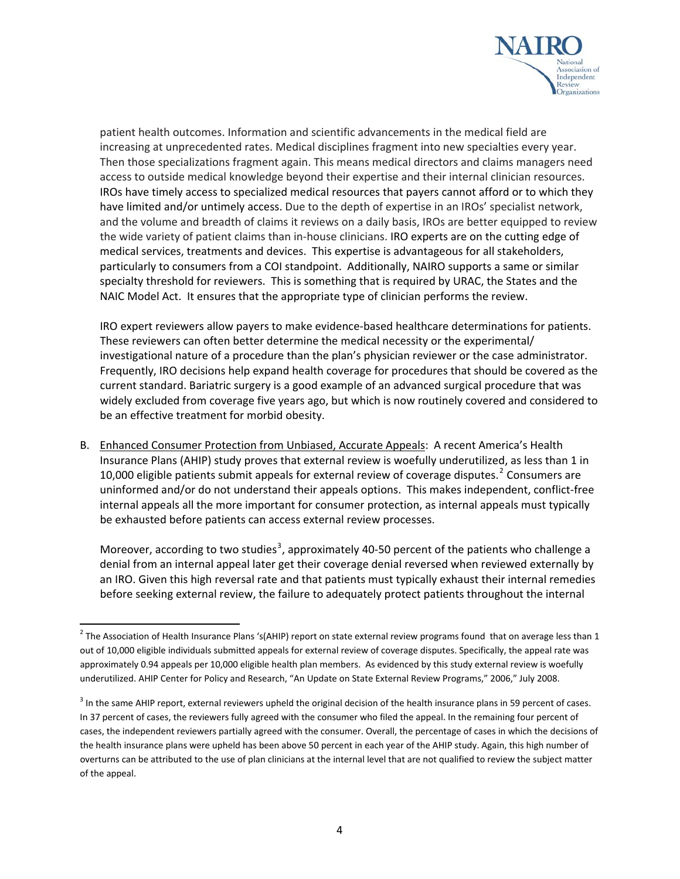patient health outcomes. Information and scientific advancements in the medical field are increasing at unprecedented rates. Medical disciplines fragment into new specialties every year. Then those specializations fragment again. This means medical directors and claims managers need access to outside medical knowledge beyond their expertise and their internal clinician resources. IROs have timely access to specialized medical resources that payers cannot afford or to which they have limited and/or untimely access. Due to the depth of expertise in an IROs' specialist network, and the volume and breadth of claims it reviews on a daily basis, IROs are better equipped to review the wide variety of patient claims than in-house clinicians. IRO experts are on the cutting edge of medical services, treatments and devices. This expertise is advantageous for all stakeholders, particularly to consumers from a COI standpoint. Additionally, NAIRO supports a same or similar specialty threshold for reviewers. This is something that is required by URAC, the States and the NAIC Model Act. It ensures that the appropriate type of clinician performs the review.

IRO expert reviewers allow payers to make evidence-based healthcare determinations for patients. These reviewers can often better determine the medical necessity or the experimental/ investigational nature of a procedure than the plan's physician reviewer or the case administrator. Frequently, IRO decisions help expand health coverage for procedures that should be covered as the current standard. Bariatric surgery is a good example of an advanced surgical procedure that was widely excluded from coverage five years ago, but which is now routinely covered and considered to be an effective treatment for morbid obesity.

B. Enhanced Consumer Protection from Unbiased, Accurate Appeals: A recent America's Health Insurance Plans (AHIP) study proves that external review is woefully underutilized, as less than 1 in 10,000 eligible patients submit appeals for external review of coverage disputes.[2] Consumers are uninformed and/or do not understand their appeals options. This makes independent, conflict-free internal appeals all the more important for consumer protection, as internal appeals must typically be exhausted before patients can access external review processes.

   Moreover, according to two studies[3], approximately 40-50 percent of the patients who challenge a denial from an internal appeal later get their coverage denial reversed when reviewed externally by an IRO. Given this high reversal rate and that patients must typically exhaust their internal remedies before seeking external review, the failure to adequately protect patients throughout the internal

---

[2] The Association of Health Insurance Plans 's(AHIP) report on state external review programs found that on average less than 1 out of 10,000 eligible individuals submitted appeals for external review of coverage disputes. Specifically, the appeal rate was approximately 0.94 appeals per 10,000 eligible health plan members. As evidenced by this study external review is woefully underutilized. AHIP Center for Policy and Research, "An Update on State External Review Programs," 2006," July 2008.

[3] In the same AHIP report, external reviewers upheld the original decision of the health insurance plans in 59 percent of cases. In 37 percent of cases, the reviewers fully agreed with the consumer who filed the appeal. In the remaining four percent of cases, the independent reviewers partially agreed with the consumer. Overall, the percentage of cases in which the decisions of the health insurance plans were upheld has been above 50 percent in each year of the AHIP study. Again, this high number of overturns can be attributed to the use of plan clinicians at the internal level that are not qualified to review the subject matter of the appeal.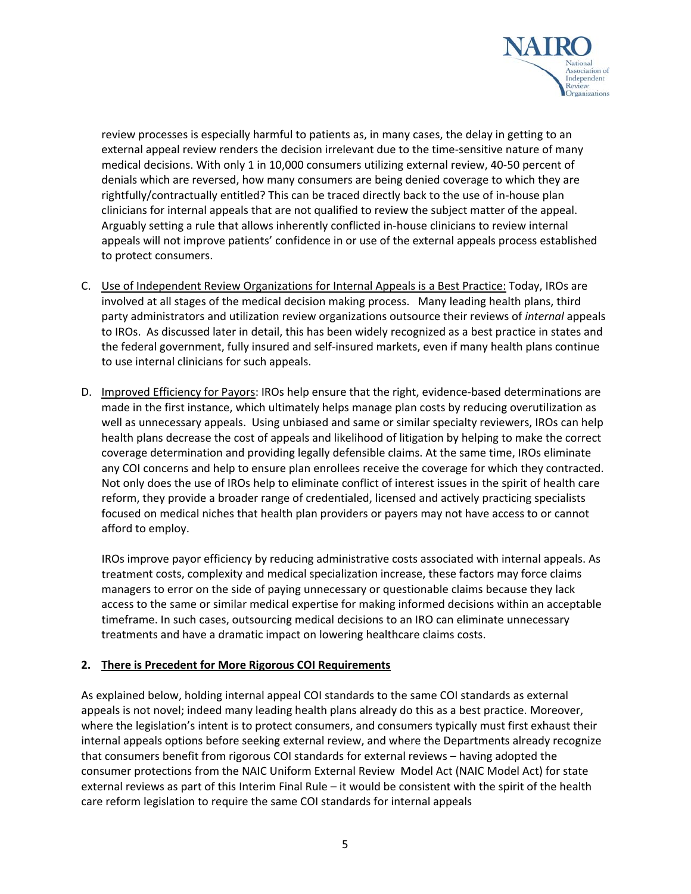review processes is especially harmful to patients as, in many cases, the delay in getting to an external appeal review renders the decision irrelevant due to the time-sensitive nature of many medical decisions. With only 1 in 10,000 consumers utilizing external review, 40-50 percent of denials which are reversed, how many consumers are being denied coverage to which they are rightfully/contractually entitled? This can be traced directly back to the use of in-house plan clinicians for internal appeals that are not qualified to review the subject matter of the appeal. Arguably setting a rule that allows inherently conflicted in-house clinicians to review internal appeals will not improve patients' confidence in or use of the external appeals process established to protect consumers.

C. Use of Independent Review Organizations for Internal Appeals is a Best Practice: Today, IROs are involved at all stages of the medical decision making process. Many leading health plans, third party administrators and utilization review organizations outsource their reviews of *internal* appeals to IROs. As discussed later in detail, this has been widely recognized as a best practice in states and the federal government, fully insured and self-insured markets, even if many health plans continue to use internal clinicians for such appeals.

D. Improved Efficiency for Payors: IROs help ensure that the right, evidence-based determinations are made in the first instance, which ultimately helps manage plan costs by reducing overutilization as well as unnecessary appeals. Using unbiased and same or similar specialty reviewers, IROs can help health plans decrease the cost of appeals and likelihood of litigation by helping to make the correct coverage determination and providing legally defensible claims. At the same time, IROs eliminate any COI concerns and help to ensure plan enrollees receive the coverage for which they contracted. Not only does the use of IROs help to eliminate conflict of interest issues in the spirit of health care reform, they provide a broader range of credentialed, licensed and actively practicing specialists focused on medical niches that health plan providers or payers may not have access to or cannot afford to employ.

   IROs improve payor efficiency by reducing administrative costs associated with internal appeals. As treatment costs, complexity and medical specialization increase, these factors may force claims managers to error on the side of paying unnecessary or questionable claims because they lack access to the same or similar medical expertise for making informed decisions within an acceptable timeframe. In such cases, outsourcing medical decisions to an IRO can eliminate unnecessary treatments and have a dramatic impact on lowering healthcare claims costs.

**2. There is Precedent for More Rigorous COI Requirements**

As explained below, holding internal appeal COI standards to the same COI standards as external appeals is not novel; indeed many leading health plans already do this as a best practice. Moreover, where the legislation's intent is to protect consumers, and consumers typically must first exhaust their internal appeals options before seeking external review, and where the Departments already recognize that consumers benefit from rigorous COI standards for external reviews – having adopted the consumer protections from the NAIC Uniform External Review Model Act (NAIC Model Act) for state external reviews as part of this Interim Final Rule – it would be consistent with the spirit of the health care reform legislation to require the same COI standards for internal appeals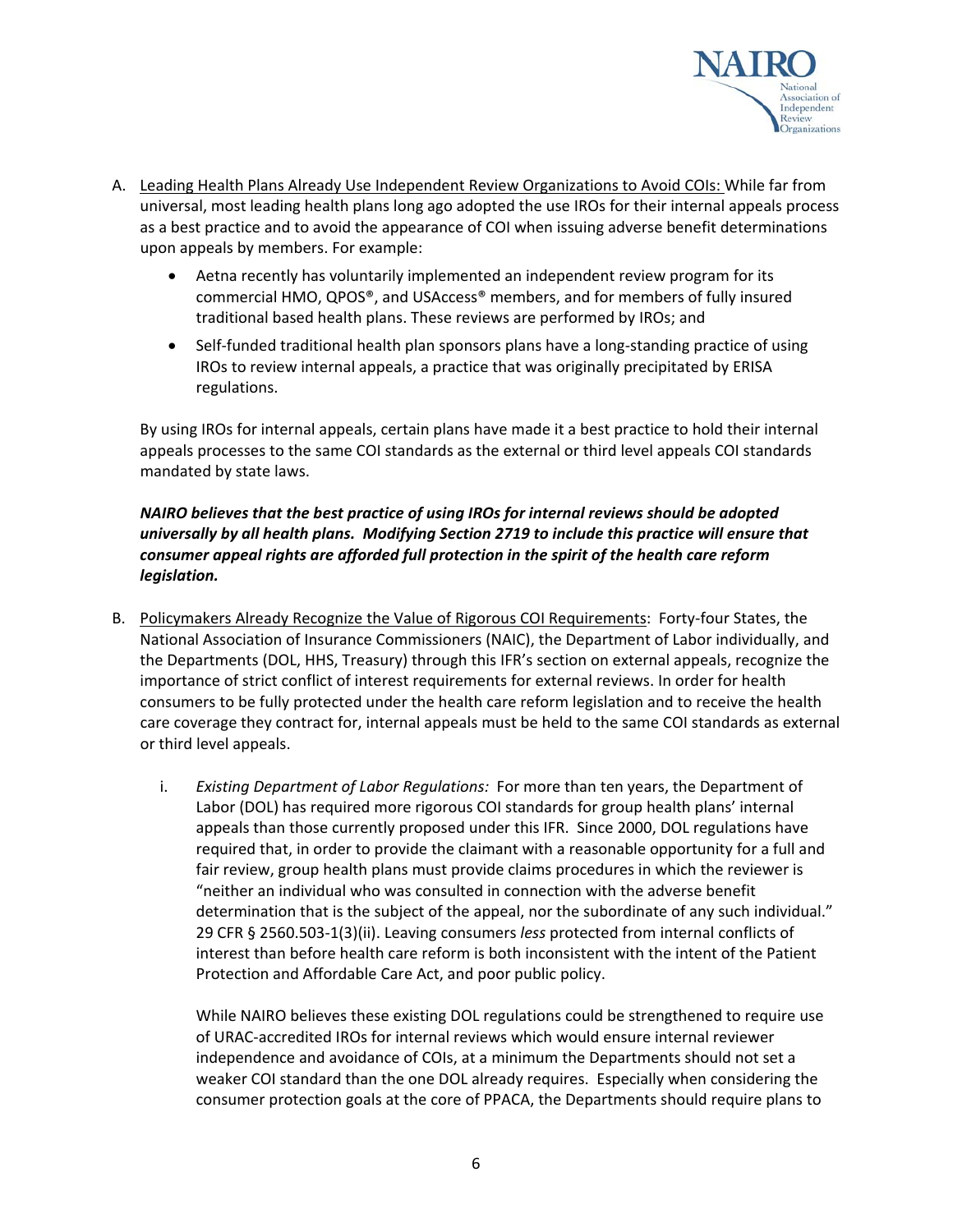A. <u>Leading Health Plans Already Use Independent Review Organizations to Avoid COIs:</u> While far from universal, most leading health plans long ago adopted the use IROs for their internal appeals process as a best practice and to avoid the appearance of COI when issuing adverse benefit determinations upon appeals by members. For example:

   - Aetna recently has voluntarily implemented an independent review program for its commercial HMO, QPOS®, and USAccess® members, and for members of fully insured traditional based health plans. These reviews are performed by IROs; and
   - Self-funded traditional health plan sponsors plans have a long-standing practice of using IROs to review internal appeals, a practice that was originally precipitated by ERISA regulations.

   By using IROs for internal appeals, certain plans have made it a best practice to hold their internal appeals processes to the same COI standards as the external or third level appeals COI standards mandated by state laws.

   ***NAIRO believes that the best practice of using IROs for internal reviews should be adopted universally by all health plans. Modifying Section 2719 to include this practice will ensure that consumer appeal rights are afforded full protection in the spirit of the health care reform legislation.***

B. <u>Policymakers Already Recognize the Value of Rigorous COI Requirements</u>: Forty-four States, the National Association of Insurance Commissioners (NAIC), the Department of Labor individually, and the Departments (DOL, HHS, Treasury) through this IFR's section on external appeals, recognize the importance of strict conflict of interest requirements for external reviews. In order for health consumers to be fully protected under the health care reform legislation and to receive the health care coverage they contract for, internal appeals must be held to the same COI standards as external or third level appeals.

   i. *Existing Department of Labor Regulations:* For more than ten years, the Department of Labor (DOL) has required more rigorous COI standards for group health plans' internal appeals than those currently proposed under this IFR. Since 2000, DOL regulations have required that, in order to provide the claimant with a reasonable opportunity for a full and fair review, group health plans must provide claims procedures in which the reviewer is "neither an individual who was consulted in connection with the adverse benefit determination that is the subject of the appeal, nor the subordinate of any such individual." 29 CFR § 2560.503-1(3)(ii). Leaving consumers *less* protected from internal conflicts of interest than before health care reform is both inconsistent with the intent of the Patient Protection and Affordable Care Act, and poor public policy.

      While NAIRO believes these existing DOL regulations could be strengthened to require use of URAC-accredited IROs for internal reviews which would ensure internal reviewer independence and avoidance of COIs, at a minimum the Departments should not set a weaker COI standard than the one DOL already requires. Especially when considering the consumer protection goals at the core of PPACA, the Departments should require plans to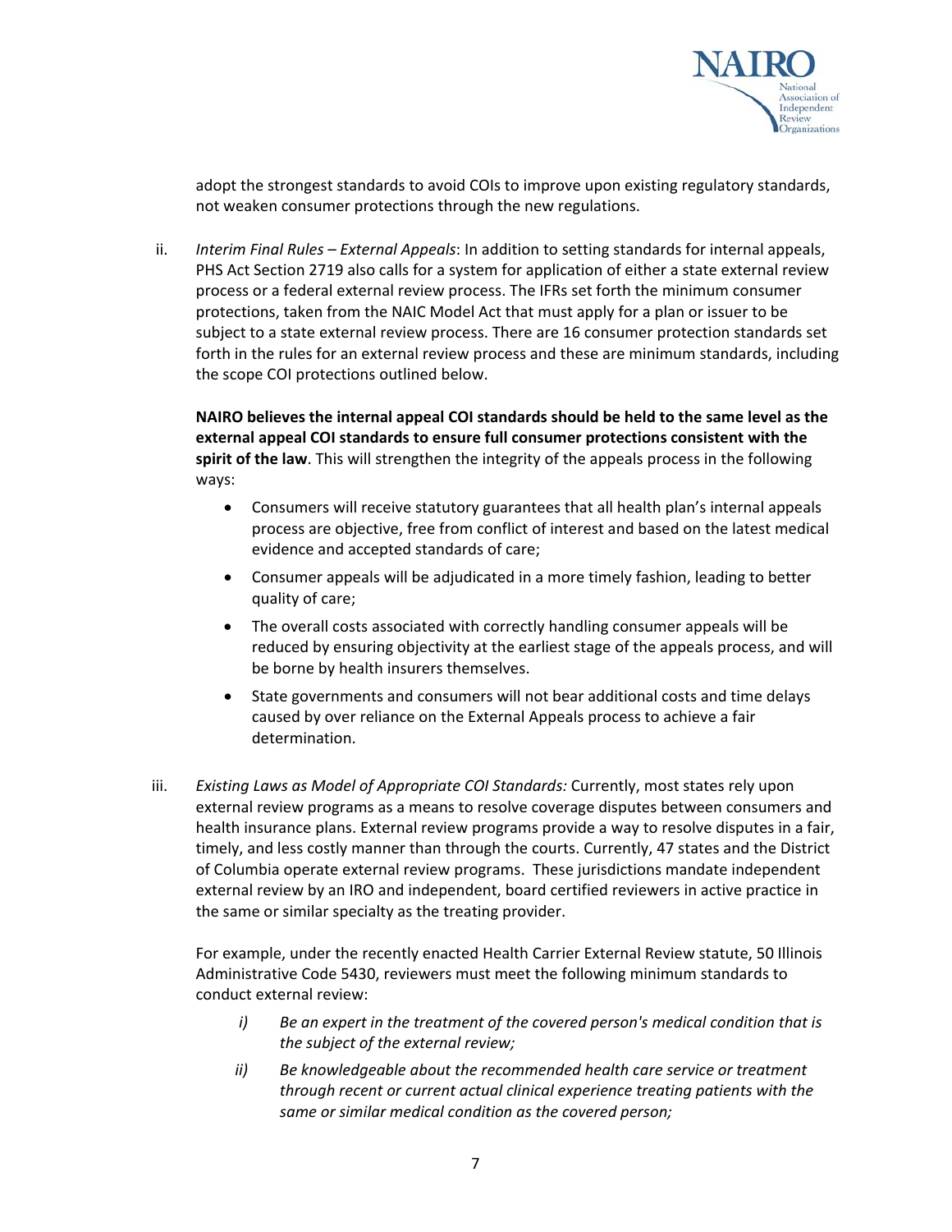adopt the strongest standards to avoid COIs to improve upon existing regulatory standards, not weaken consumer protections through the new regulations.

ii. *Interim Final Rules – External Appeals*: In addition to setting standards for internal appeals, PHS Act Section 2719 also calls for a system for application of either a state external review process or a federal external review process. The IFRs set forth the minimum consumer protections, taken from the NAIC Model Act that must apply for a plan or issuer to be subject to a state external review process. There are 16 consumer protection standards set forth in the rules for an external review process and these are minimum standards, including the scope COI protections outlined below.

   **NAIRO believes the internal appeal COI standards should be held to the same level as the external appeal COI standards to ensure full consumer protections consistent with the spirit of the law**. This will strengthen the integrity of the appeals process in the following ways:

   - Consumers will receive statutory guarantees that all health plan's internal appeals process are objective, free from conflict of interest and based on the latest medical evidence and accepted standards of care;
   - Consumer appeals will be adjudicated in a more timely fashion, leading to better quality of care;
   - The overall costs associated with correctly handling consumer appeals will be reduced by ensuring objectivity at the earliest stage of the appeals process, and will be borne by health insurers themselves.
   - State governments and consumers will not bear additional costs and time delays caused by over reliance on the External Appeals process to achieve a fair determination.

iii. *Existing Laws as Model of Appropriate COI Standards:* Currently, most states rely upon external review programs as a means to resolve coverage disputes between consumers and health insurance plans. External review programs provide a way to resolve disputes in a fair, timely, and less costly manner than through the courts. Currently, 47 states and the District of Columbia operate external review programs. These jurisdictions mandate independent external review by an IRO and independent, board certified reviewers in active practice in the same or similar specialty as the treating provider.

   For example, under the recently enacted Health Carrier External Review statute, 50 Illinois Administrative Code 5430, reviewers must meet the following minimum standards to conduct external review:

   *i) Be an expert in the treatment of the covered person's medical condition that is the subject of the external review;*

   *ii) Be knowledgeable about the recommended health care service or treatment through recent or current actual clinical experience treating patients with the same or similar medical condition as the covered person;*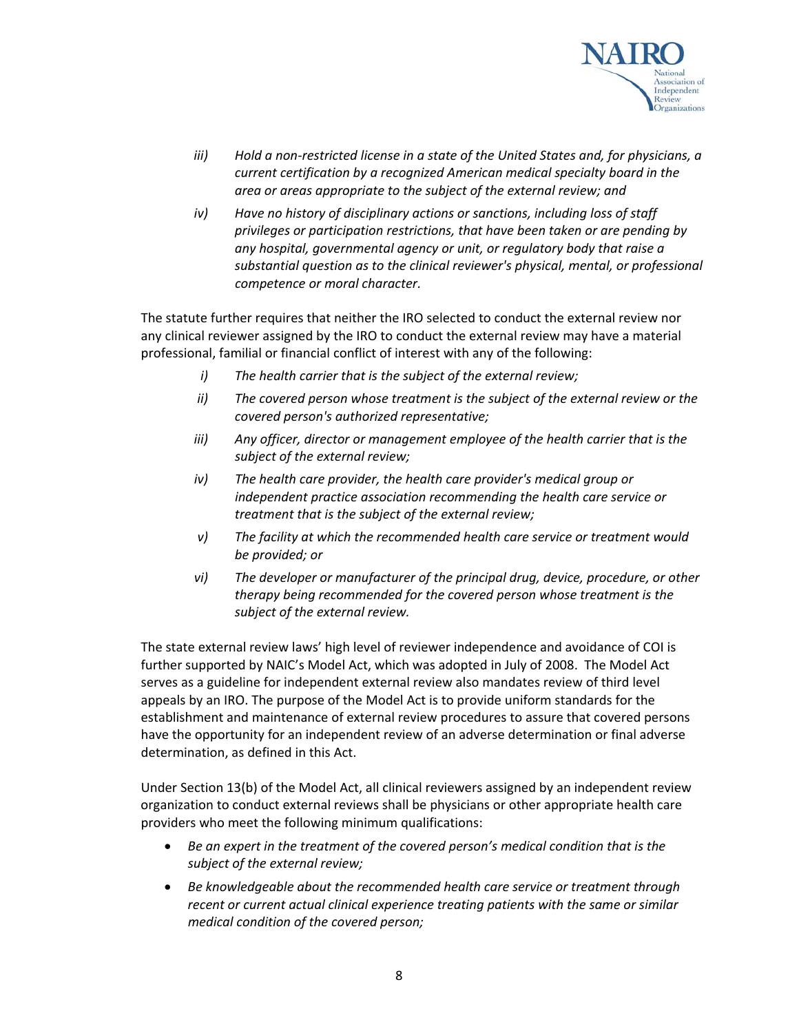iii) *Hold a non-restricted license in a state of the United States and, for physicians, a current certification by a recognized American medical specialty board in the area or areas appropriate to the subject of the external review; and*

iv) *Have no history of disciplinary actions or sanctions, including loss of staff privileges or participation restrictions, that have been taken or are pending by any hospital, governmental agency or unit, or regulatory body that raise a substantial question as to the clinical reviewer's physical, mental, or professional competence or moral character.*

The statute further requires that neither the IRO selected to conduct the external review nor any clinical reviewer assigned by the IRO to conduct the external review may have a material professional, familial or financial conflict of interest with any of the following:

i) *The health carrier that is the subject of the external review;*

ii) *The covered person whose treatment is the subject of the external review or the covered person's authorized representative;*

iii) *Any officer, director or management employee of the health carrier that is the subject of the external review;*

iv) *The health care provider, the health care provider's medical group or independent practice association recommending the health care service or treatment that is the subject of the external review;*

v) *The facility at which the recommended health care service or treatment would be provided; or*

vi) *The developer or manufacturer of the principal drug, device, procedure, or other therapy being recommended for the covered person whose treatment is the subject of the external review.*

The state external review laws' high level of reviewer independence and avoidance of COI is further supported by NAIC's Model Act, which was adopted in July of 2008. The Model Act serves as a guideline for independent external review also mandates review of third level appeals by an IRO. The purpose of the Model Act is to provide uniform standards for the establishment and maintenance of external review procedures to assure that covered persons have the opportunity for an independent review of an adverse determination or final adverse determination, as defined in this Act.

Under Section 13(b) of the Model Act, all clinical reviewers assigned by an independent review organization to conduct external reviews shall be physicians or other appropriate health care providers who meet the following minimum qualifications:

- *Be an expert in the treatment of the covered person's medical condition that is the subject of the external review;*
- *Be knowledgeable about the recommended health care service or treatment through recent or current actual clinical experience treating patients with the same or similar medical condition of the covered person;*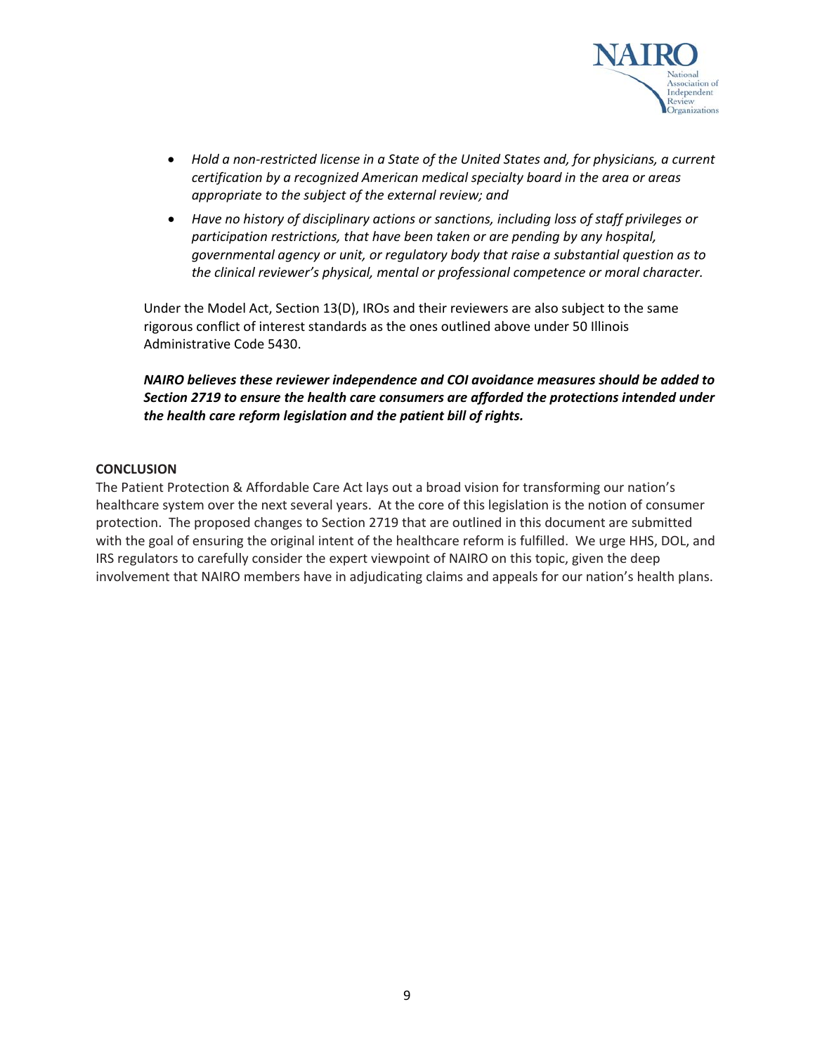- *Hold a non-restricted license in a State of the United States and, for physicians, a current certification by a recognized American medical specialty board in the area or areas appropriate to the subject of the external review; and*
- *Have no history of disciplinary actions or sanctions, including loss of staff privileges or participation restrictions, that have been taken or are pending by any hospital, governmental agency or unit, or regulatory body that raise a substantial question as to the clinical reviewer's physical, mental or professional competence or moral character.*

Under the Model Act, Section 13(D), IROs and their reviewers are also subject to the same rigorous conflict of interest standards as the ones outlined above under 50 Illinois Administrative Code 5430.

***NAIRO believes these reviewer independence and COI avoidance measures should be added to Section 2719 to ensure the health care consumers are afforded the protections intended under the health care reform legislation and the patient bill of rights.***

**CONCLUSION**

The Patient Protection & Affordable Care Act lays out a broad vision for transforming our nation's healthcare system over the next several years. At the core of this legislation is the notion of consumer protection. The proposed changes to Section 2719 that are outlined in this document are submitted with the goal of ensuring the original intent of the healthcare reform is fulfilled. We urge HHS, DOL, and IRS regulators to carefully consider the expert viewpoint of NAIRO on this topic, given the deep involvement that NAIRO members have in adjudicating claims and appeals for our nation's health plans.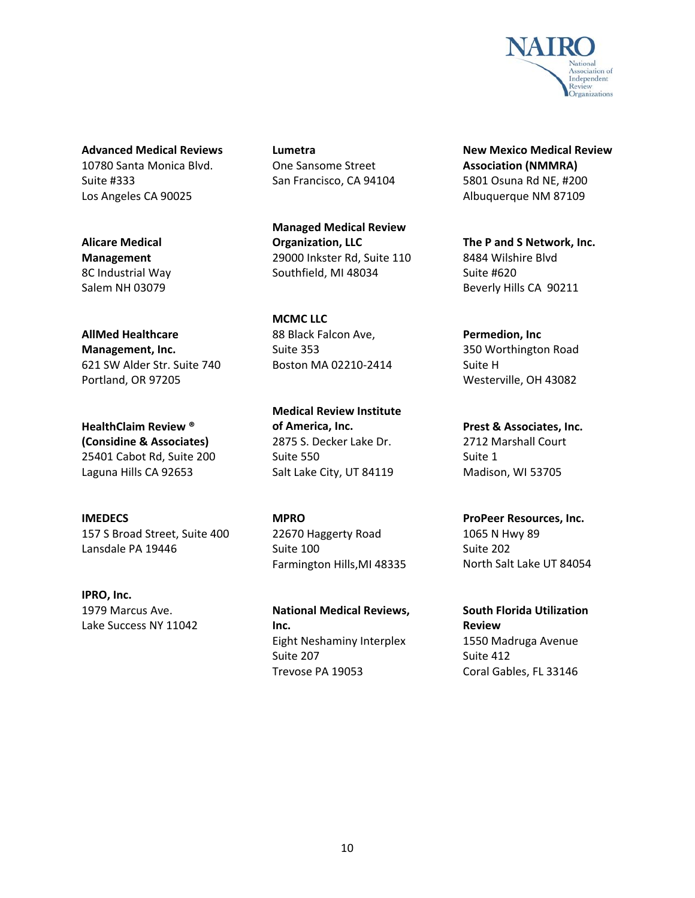NAIRO
National Association of Independent Review Organizations

**Advanced Medical Reviews**
10780 Santa Monica Blvd.
Suite #333
Los Angeles CA 90025

**Alicare Medical Management**
8C Industrial Way
Salem NH 03079

**AllMed Healthcare Management, Inc.**
621 SW Alder Str. Suite 740
Portland, OR 97205

**HealthClaim Review ® (Considine & Associates)**
25401 Cabot Rd, Suite 200
Laguna Hills CA 92653

**IMEDECS**
157 S Broad Street, Suite 400
Lansdale PA 19446

**IPRO, Inc.**
1979 Marcus Ave.
Lake Success NY 11042

**Lumetra**
One Sansome Street
San Francisco, CA 94104

**Managed Medical Review Organization, LLC**
29000 Inkster Rd, Suite 110
Southfield, MI 48034

**MCMC LLC**
88 Black Falcon Ave,
Suite 353
Boston MA 02210-2414

**Medical Review Institute of America, Inc.**
2875 S. Decker Lake Dr.
Suite 550
Salt Lake City, UT 84119

**MPRO**
22670 Haggerty Road
Suite 100
Farmington Hills,MI 48335

**National Medical Reviews, Inc.**
Eight Neshaminy Interplex
Suite 207
Trevose PA 19053

**New Mexico Medical Review Association (NMMRA)**
5801 Osuna Rd NE, #200
Albuquerque NM 87109

**The P and S Network, Inc.**
8484 Wilshire Blvd
Suite #620
Beverly Hills CA 90211

**Permedion, Inc**
350 Worthington Road
Suite H
Westerville, OH 43082

**Prest & Associates, Inc.**
2712 Marshall Court
Suite 1
Madison, WI 53705

**ProPeer Resources, Inc.**
1065 N Hwy 89
Suite 202
North Salt Lake UT 84054

**South Florida Utilization Review**
1550 Madruga Avenue
Suite 412
Coral Gables, FL 33146